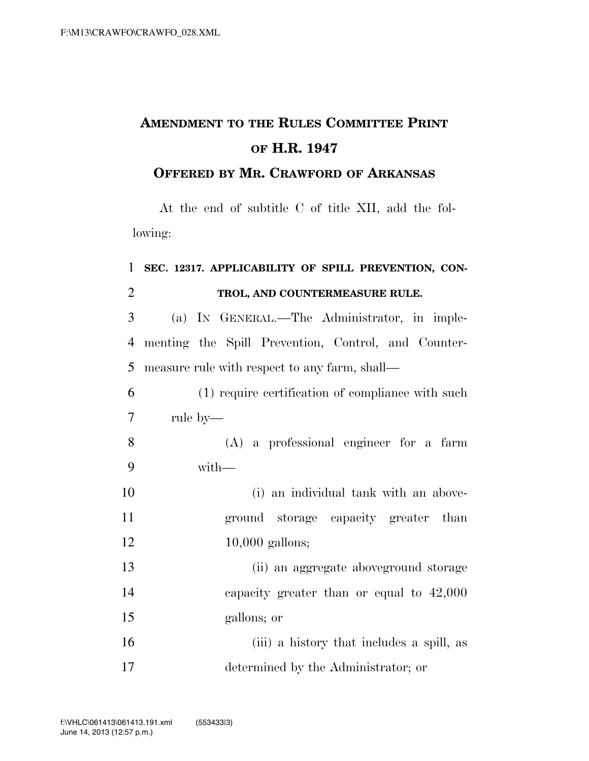# AMENDMENT TO THE RULES COMMITTEE PRINT OF H.R. 1947

## OFFERED BY MR. CRAWFORD OF ARKANSAS

At the end of subtitle C of title XII, add the following:

**SEC. 12317. APPLICABILITY OF SPILL PREVENTION, CONTROL, AND COUNTERMEASURE RULE.**

(a) IN GENERAL.—The Administrator, in implementing the Spill Prevention, Control, and Countermeasure rule with respect to any farm, shall—

(1) require certification of compliance with such rule by—

(A) a professional engineer for a farm with—

(i) an individual tank with an aboveground storage capacity greater than 10,000 gallons;

(ii) an aggregate aboveground storage capacity greater than or equal to 42,000 gallons; or

(iii) a history that includes a spill, as determined by the Administrator; or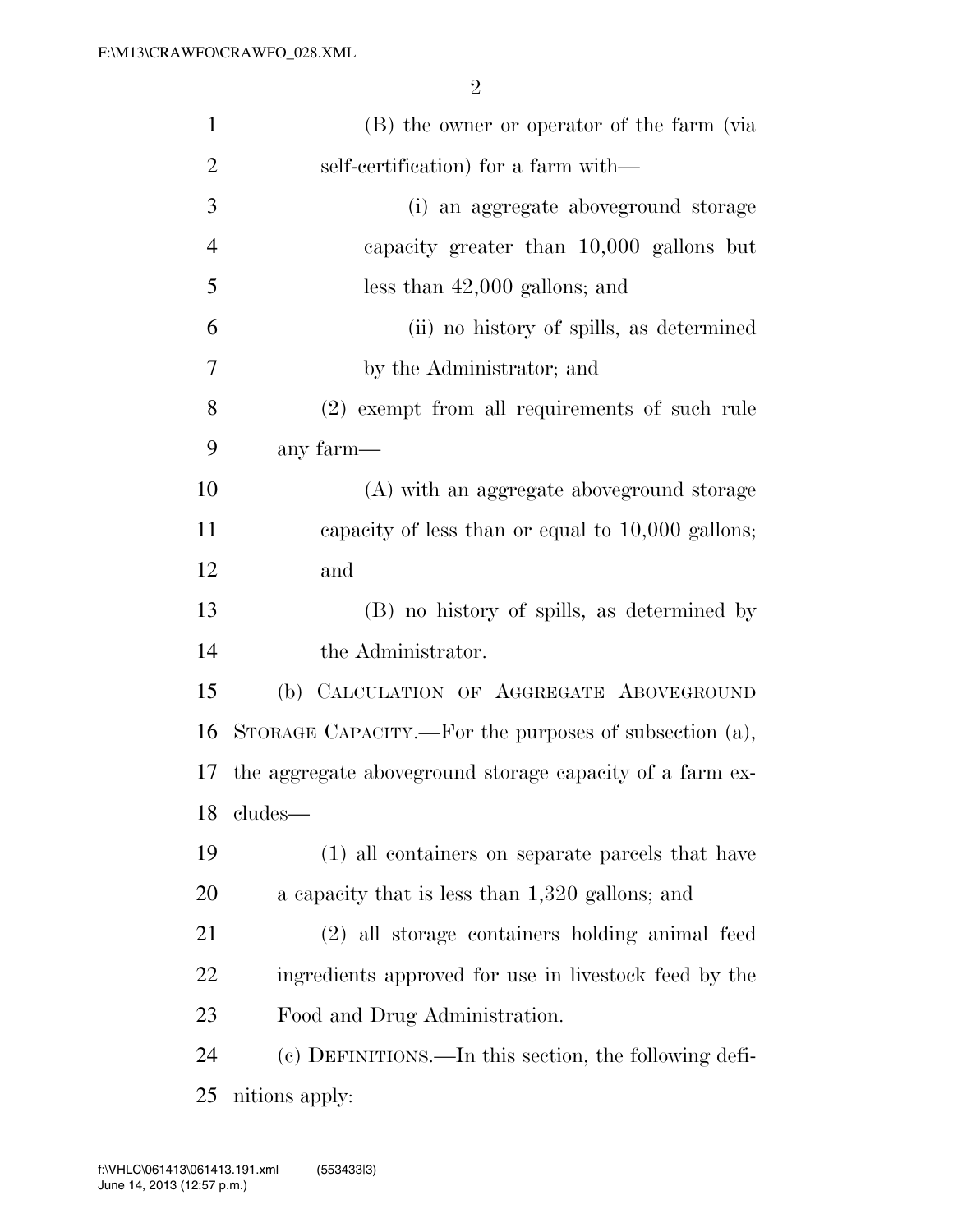(B) the owner or operator of the farm (via self-certification) for a farm with—

(i) an aggregate aboveground storage capacity greater than 10,000 gallons but less than 42,000 gallons; and

(ii) no history of spills, as determined by the Administrator; and

(2) exempt from all requirements of such rule any farm—

(A) with an aggregate aboveground storage capacity of less than or equal to 10,000 gallons; and

(B) no history of spills, as determined by the Administrator.

(b) CALCULATION OF AGGREGATE ABOVEGROUND STORAGE CAPACITY.—For the purposes of subsection (a), the aggregate aboveground storage capacity of a farm excludes—

(1) all containers on separate parcels that have a capacity that is less than 1,320 gallons; and

(2) all storage containers holding animal feed ingredients approved for use in livestock feed by the Food and Drug Administration.

(c) DEFINITIONS.—In this section, the following definitions apply: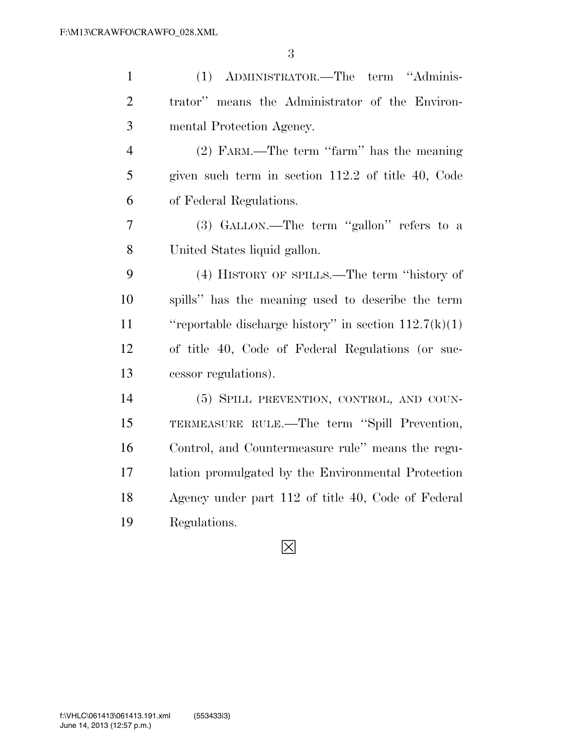(1) ADMINISTRATOR.—The term ''Administrator'' means the Administrator of the Environmental Protection Agency.

(2) FARM.—The term ''farm'' has the meaning given such term in section 112.2 of title 40, Code of Federal Regulations.

(3) GALLON.—The term ''gallon'' refers to a United States liquid gallon.

(4) HISTORY OF SPILLS.—The term ''history of spills'' has the meaning used to describe the term ''reportable discharge history'' in section 112.7(k)(1) of title 40, Code of Federal Regulations (or successor regulations).

(5) SPILL PREVENTION, CONTROL, AND COUNTERMEASURE RULE.—The term ''Spill Prevention, Control, and Countermeasure rule'' means the regulation promulgated by the Environmental Protection Agency under part 112 of title 40, Code of Federal Regulations.